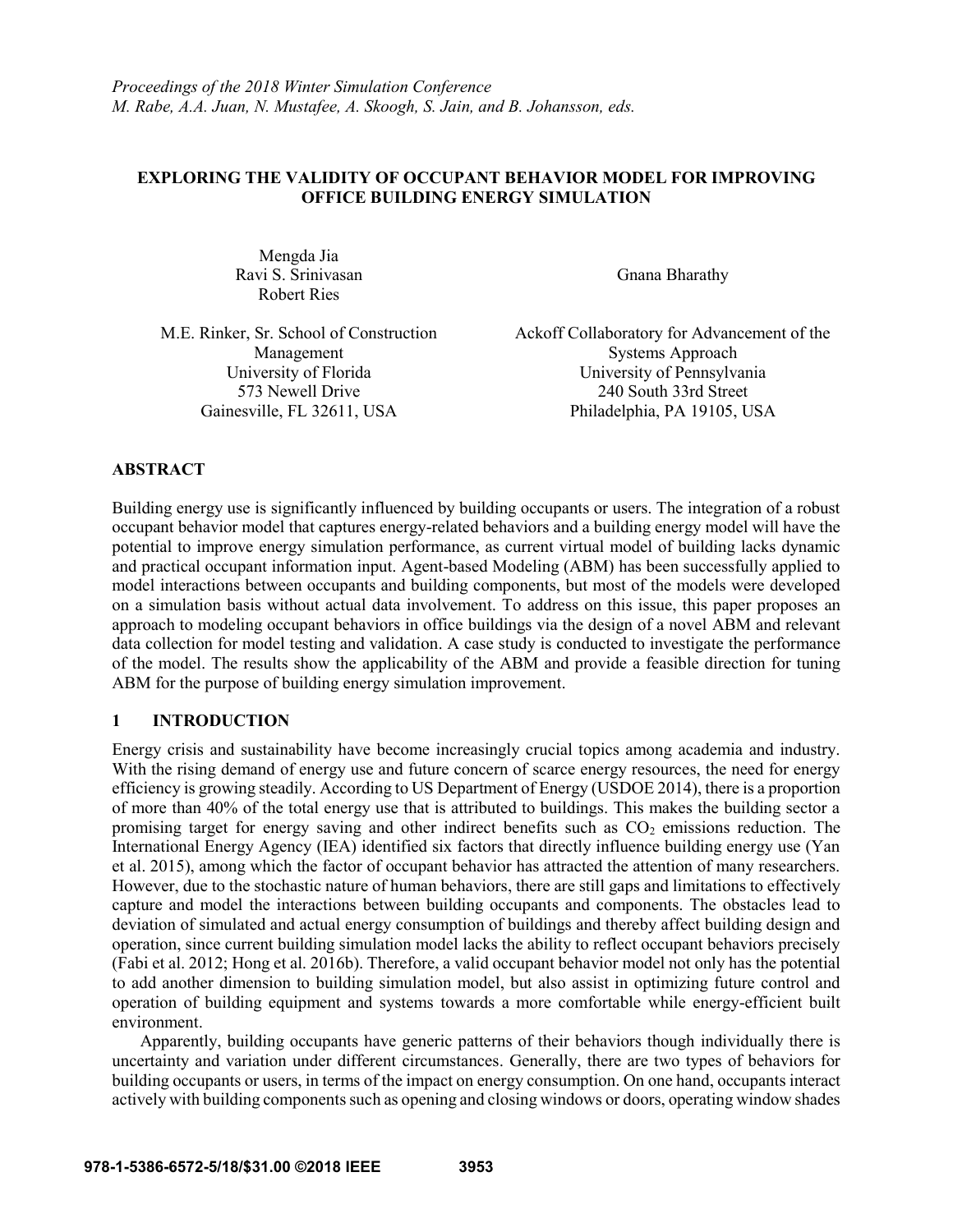*Proceedings of the 2018 Winter Simulation Conference*
*M. Rabe, A.A. Juan, N. Mustafee, A. Skoogh, S. Jain, and B. Johansson, eds.*

# EXPLORING THE VALIDITY OF OCCUPANT BEHAVIOR MODEL FOR IMPROVING OFFICE BUILDING ENERGY SIMULATION

Mengda Jia
Ravi S. Srinivasan
Robert Ries

M.E. Rinker, Sr. School of Construction Management
University of Florida
573 Newell Drive
Gainesville, FL 32611, USA

Gnana Bharathy

Ackoff Collaboratory for Advancement of the Systems Approach
University of Pennsylvania
240 South 33rd Street
Philadelphia, PA 19105, USA

## ABSTRACT

Building energy use is significantly influenced by building occupants or users. The integration of a robust occupant behavior model that captures energy-related behaviors and a building energy model will have the potential to improve energy simulation performance, as current virtual model of building lacks dynamic and practical occupant information input. Agent-based Modeling (ABM) has been successfully applied to model interactions between occupants and building components, but most of the models were developed on a simulation basis without actual data involvement. To address on this issue, this paper proposes an approach to modeling occupant behaviors in office buildings via the design of a novel ABM and relevant data collection for model testing and validation. A case study is conducted to investigate the performance of the model. The results show the applicability of the ABM and provide a feasible direction for tuning ABM for the purpose of building energy simulation improvement.

## 1 INTRODUCTION

Energy crisis and sustainability have become increasingly crucial topics among academia and industry. With the rising demand of energy use and future concern of scarce energy resources, the need for energy efficiency is growing steadily. According to US Department of Energy (USDOE 2014), there is a proportion of more than 40% of the total energy use that is attributed to buildings. This makes the building sector a promising target for energy saving and other indirect benefits such as $CO_2$ emissions reduction. The International Energy Agency (IEA) identified six factors that directly influence building energy use (Yan et al. 2015), among which the factor of occupant behavior has attracted the attention of many researchers. However, due to the stochastic nature of human behaviors, there are still gaps and limitations to effectively capture and model the interactions between building occupants and components. The obstacles lead to deviation of simulated and actual energy consumption of buildings and thereby affect building design and operation, since current building simulation model lacks the ability to reflect occupant behaviors precisely (Fabi et al. 2012; Hong et al. 2016b). Therefore, a valid occupant behavior model not only has the potential to add another dimension to building simulation model, but also assist in optimizing future control and operation of building equipment and systems towards a more comfortable while energy-efficient built environment.

Apparently, building occupants have generic patterns of their behaviors though individually there is uncertainty and variation under different circumstances. Generally, there are two types of behaviors for building occupants or users, in terms of the impact on energy consumption. On one hand, occupants interact actively with building components such as opening and closing windows or doors, operating window shades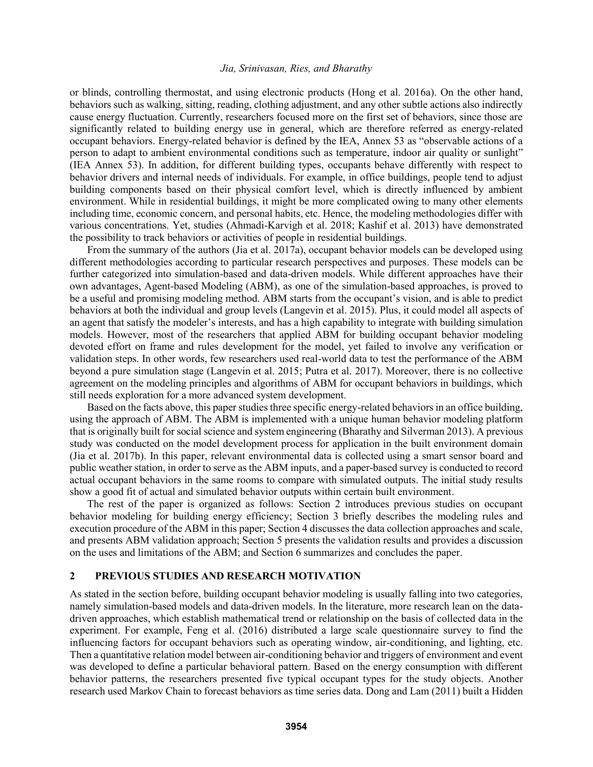or blinds, controlling thermostat, and using electronic products (Hong et al. 2016a). On the other hand, behaviors such as walking, sitting, reading, clothing adjustment, and any other subtle actions also indirectly cause energy fluctuation. Currently, researchers focused more on the first set of behaviors, since those are significantly related to building energy use in general, which are therefore referred as energy-related occupant behaviors. Energy-related behavior is defined by the IEA, Annex 53 as "observable actions of a person to adapt to ambient environmental conditions such as temperature, indoor air quality or sunlight" (IEA Annex 53). In addition, for different building types, occupants behave differently with respect to behavior drivers and internal needs of individuals. For example, in office buildings, people tend to adjust building components based on their physical comfort level, which is directly influenced by ambient environment. While in residential buildings, it might be more complicated owing to many other elements including time, economic concern, and personal habits, etc. Hence, the modeling methodologies differ with various concentrations. Yet, studies (Ahmadi-Karvigh et al. 2018; Kashif et al. 2013) have demonstrated the possibility to track behaviors or activities of people in residential buildings.

From the summary of the authors (Jia et al. 2017a), occupant behavior models can be developed using different methodologies according to particular research perspectives and purposes. These models can be further categorized into simulation-based and data-driven models. While different approaches have their own advantages, Agent-based Modeling (ABM), as one of the simulation-based approaches, is proved to be a useful and promising modeling method. ABM starts from the occupant's vision, and is able to predict behaviors at both the individual and group levels (Langevin et al. 2015). Plus, it could model all aspects of an agent that satisfy the modeler's interests, and has a high capability to integrate with building simulation models. However, most of the researchers that applied ABM for building occupant behavior modeling devoted effort on frame and rules development for the model, yet failed to involve any verification or validation steps. In other words, few researchers used real-world data to test the performance of the ABM beyond a pure simulation stage (Langevin et al. 2015; Putra et al. 2017). Moreover, there is no collective agreement on the modeling principles and algorithms of ABM for occupant behaviors in buildings, which still needs exploration for a more advanced system development.

Based on the facts above, this paper studies three specific energy-related behaviors in an office building, using the approach of ABM. The ABM is implemented with a unique human behavior modeling platform that is originally built for social science and system engineering (Bharathy and Silverman 2013). A previous study was conducted on the model development process for application in the built environment domain (Jia et al. 2017b). In this paper, relevant environmental data is collected using a smart sensor board and public weather station, in order to serve as the ABM inputs, and a paper-based survey is conducted to record actual occupant behaviors in the same rooms to compare with simulated outputs. The initial study results show a good fit of actual and simulated behavior outputs within certain built environment.

The rest of the paper is organized as follows: Section 2 introduces previous studies on occupant behavior modeling for building energy efficiency; Section 3 briefly describes the modeling rules and execution procedure of the ABM in this paper; Section 4 discusses the data collection approaches and scale, and presents ABM validation approach; Section 5 presents the validation results and provides a discussion on the uses and limitations of the ABM; and Section 6 summarizes and concludes the paper.

## 2 PREVIOUS STUDIES AND RESEARCH MOTIVATION

As stated in the section before, building occupant behavior modeling is usually falling into two categories, namely simulation-based models and data-driven models. In the literature, more research lean on the data-driven approaches, which establish mathematical trend or relationship on the basis of collected data in the experiment. For example, Feng et al. (2016) distributed a large scale questionnaire survey to find the influencing factors for occupant behaviors such as operating window, air-conditioning, and lighting, etc. Then a quantitative relation model between air-conditioning behavior and triggers of environment and event was developed to define a particular behavioral pattern. Based on the energy consumption with different behavior patterns, the researchers presented five typical occupant types for the study objects. Another research used Markov Chain to forecast behaviors as time series data. Dong and Lam (2011) built a Hidden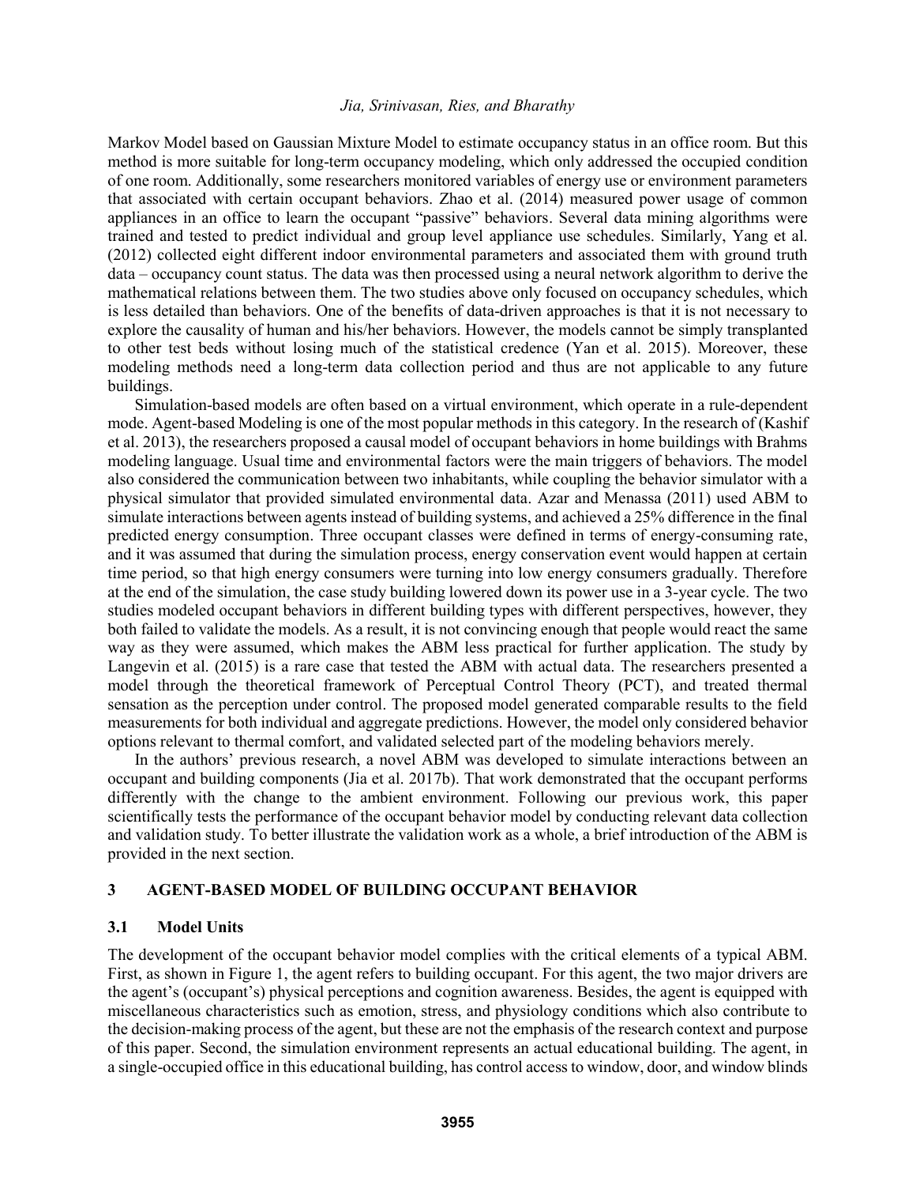Markov Model based on Gaussian Mixture Model to estimate occupancy status in an office room. But this method is more suitable for long-term occupancy modeling, which only addressed the occupied condition of one room. Additionally, some researchers monitored variables of energy use or environment parameters that associated with certain occupant behaviors. Zhao et al. (2014) measured power usage of common appliances in an office to learn the occupant "passive" behaviors. Several data mining algorithms were trained and tested to predict individual and group level appliance use schedules. Similarly, Yang et al. (2012) collected eight different indoor environmental parameters and associated them with ground truth data – occupancy count status. The data was then processed using a neural network algorithm to derive the mathematical relations between them. The two studies above only focused on occupancy schedules, which is less detailed than behaviors. One of the benefits of data-driven approaches is that it is not necessary to explore the causality of human and his/her behaviors. However, the models cannot be simply transplanted to other test beds without losing much of the statistical credence (Yan et al. 2015). Moreover, these modeling methods need a long-term data collection period and thus are not applicable to any future buildings.

Simulation-based models are often based on a virtual environment, which operate in a rule-dependent mode. Agent-based Modeling is one of the most popular methods in this category. In the research of (Kashif et al. 2013), the researchers proposed a causal model of occupant behaviors in home buildings with Brahms modeling language. Usual time and environmental factors were the main triggers of behaviors. The model also considered the communication between two inhabitants, while coupling the behavior simulator with a physical simulator that provided simulated environmental data. Azar and Menassa (2011) used ABM to simulate interactions between agents instead of building systems, and achieved a 25% difference in the final predicted energy consumption. Three occupant classes were defined in terms of energy-consuming rate, and it was assumed that during the simulation process, energy conservation event would happen at certain time period, so that high energy consumers were turning into low energy consumers gradually. Therefore at the end of the simulation, the case study building lowered down its power use in a 3-year cycle. The two studies modeled occupant behaviors in different building types with different perspectives, however, they both failed to validate the models. As a result, it is not convincing enough that people would react the same way as they were assumed, which makes the ABM less practical for further application. The study by Langevin et al. (2015) is a rare case that tested the ABM with actual data. The researchers presented a model through the theoretical framework of Perceptual Control Theory (PCT), and treated thermal sensation as the perception under control. The proposed model generated comparable results to the field measurements for both individual and aggregate predictions. However, the model only considered behavior options relevant to thermal comfort, and validated selected part of the modeling behaviors merely.

In the authors' previous research, a novel ABM was developed to simulate interactions between an occupant and building components (Jia et al. 2017b). That work demonstrated that the occupant performs differently with the change to the ambient environment. Following our previous work, this paper scientifically tests the performance of the occupant behavior model by conducting relevant data collection and validation study. To better illustrate the validation work as a whole, a brief introduction of the ABM is provided in the next section.

## 3 AGENT-BASED MODEL OF BUILDING OCCUPANT BEHAVIOR

### 3.1 Model Units

The development of the occupant behavior model complies with the critical elements of a typical ABM. First, as shown in Figure 1, the agent refers to building occupant. For this agent, the two major drivers are the agent's (occupant's) physical perceptions and cognition awareness. Besides, the agent is equipped with miscellaneous characteristics such as emotion, stress, and physiology conditions which also contribute to the decision-making process of the agent, but these are not the emphasis of the research context and purpose of this paper. Second, the simulation environment represents an actual educational building. The agent, in a single-occupied office in this educational building, has control access to window, door, and window blinds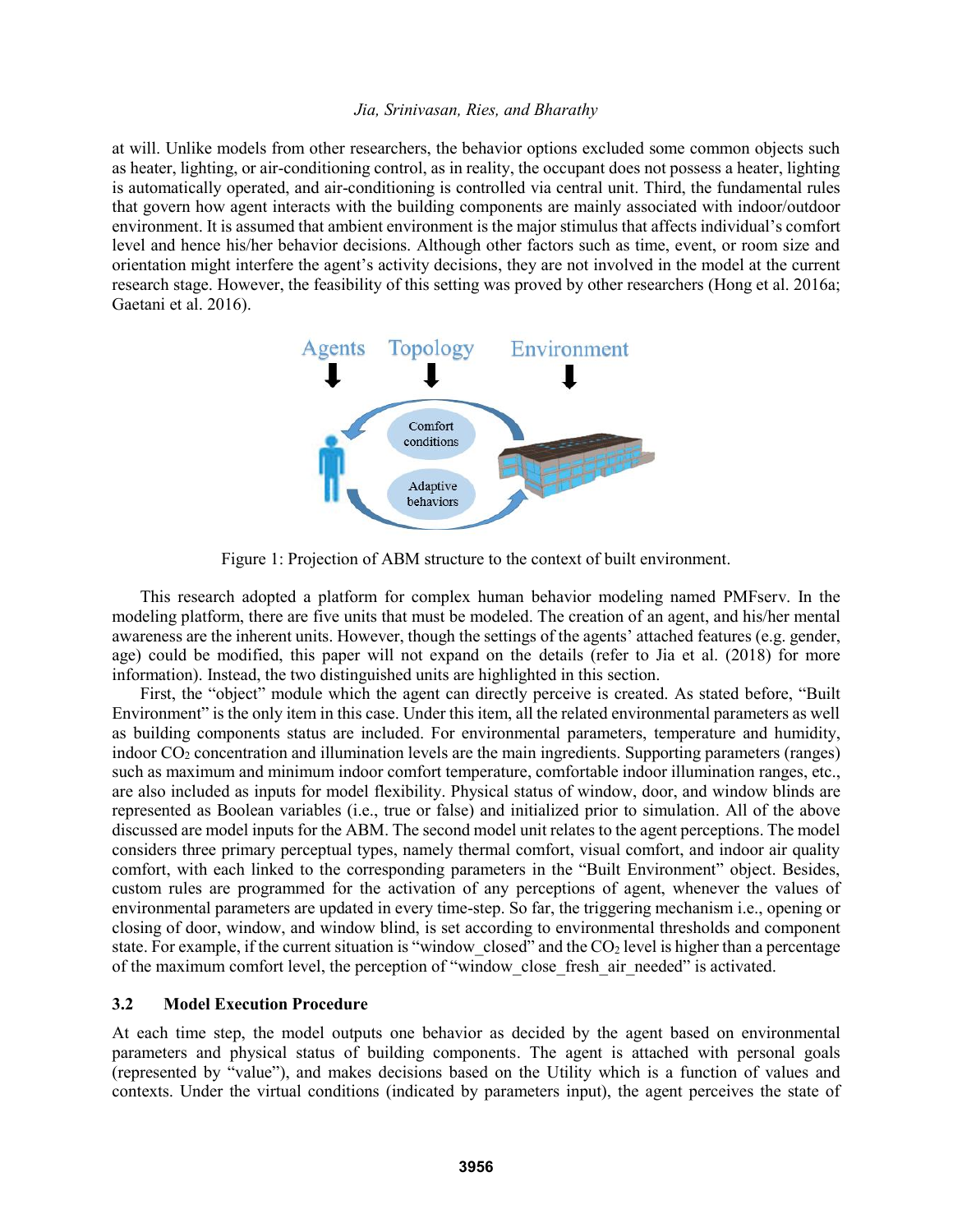at will. Unlike models from other researchers, the behavior options excluded some common objects such as heater, lighting, or air-conditioning control, as in reality, the occupant does not possess a heater, lighting is automatically operated, and air-conditioning is controlled via central unit. Third, the fundamental rules that govern how agent interacts with the building components are mainly associated with indoor/outdoor environment. It is assumed that ambient environment is the major stimulus that affects individual's comfort level and hence his/her behavior decisions. Although other factors such as time, event, or room size and orientation might interfere the agent's activity decisions, they are not involved in the model at the current research stage. However, the feasibility of this setting was proved by other researchers (Hong et al. 2016a; Gaetani et al. 2016).

Figure 1: Projection of ABM structure to the context of built environment.

This research adopted a platform for complex human behavior modeling named PMFserv. In the modeling platform, there are five units that must be modeled. The creation of an agent, and his/her mental awareness are the inherent units. However, though the settings of the agents' attached features (e.g. gender, age) could be modified, this paper will not expand on the details (refer to Jia et al. (2018) for more information). Instead, the two distinguished units are highlighted in this section.

First, the "object" module which the agent can directly perceive is created. As stated before, "Built Environment" is the only item in this case. Under this item, all the related environmental parameters as well as building components status are included. For environmental parameters, temperature and humidity, indoor $CO_2$ concentration and illumination levels are the main ingredients. Supporting parameters (ranges) such as maximum and minimum indoor comfort temperature, comfortable indoor illumination ranges, etc., are also included as inputs for model flexibility. Physical status of window, door, and window blinds are represented as Boolean variables (i.e., true or false) and initialized prior to simulation. All of the above discussed are model inputs for the ABM. The second model unit relates to the agent perceptions. The model considers three primary perceptual types, namely thermal comfort, visual comfort, and indoor air quality comfort, with each linked to the corresponding parameters in the "Built Environment" object. Besides, custom rules are programmed for the activation of any perceptions of agent, whenever the values of environmental parameters are updated in every time-step. So far, the triggering mechanism i.e., opening or closing of door, window, and window blind, is set according to environmental thresholds and component state. For example, if the current situation is "window_closed" and the $CO_2$ level is higher than a percentage of the maximum comfort level, the perception of "window_close_fresh_air_needed" is activated.

### 3.2 Model Execution Procedure

At each time step, the model outputs one behavior as decided by the agent based on environmental parameters and physical status of building components. The agent is attached with personal goals (represented by "value"), and makes decisions based on the Utility which is a function of values and contexts. Under the virtual conditions (indicated by parameters input), the agent perceives the state of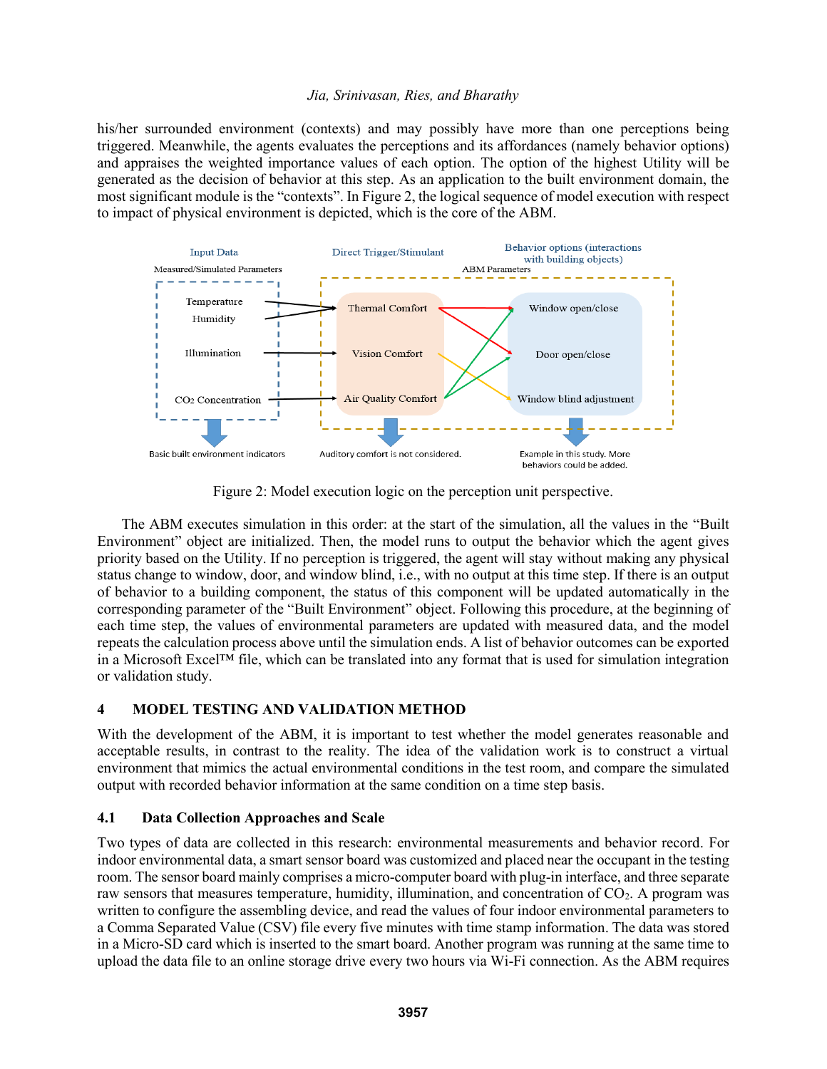his/her surrounded environment (contexts) and may possibly have more than one perceptions being triggered. Meanwhile, the agents evaluates the perceptions and its affordances (namely behavior options) and appraises the weighted importance values of each option. The option of the highest Utility will be generated as the decision of behavior at this step. As an application to the built environment domain, the most significant module is the "contexts". In Figure 2, the logical sequence of model execution with respect to impact of physical environment is depicted, which is the core of the ABM.

Figure 2: Model execution logic on the perception unit perspective.

The ABM executes simulation in this order: at the start of the simulation, all the values in the "Built Environment" object are initialized. Then, the model runs to output the behavior which the agent gives priority based on the Utility. If no perception is triggered, the agent will stay without making any physical status change to window, door, and window blind, i.e., with no output at this time step. If there is an output of behavior to a building component, the status of this component will be updated automatically in the corresponding parameter of the "Built Environment" object. Following this procedure, at the beginning of each time step, the values of environmental parameters are updated with measured data, and the model repeats the calculation process above until the simulation ends. A list of behavior outcomes can be exported in a Microsoft Excel™ file, which can be translated into any format that is used for simulation integration or validation study.

## 4 MODEL TESTING AND VALIDATION METHOD

With the development of the ABM, it is important to test whether the model generates reasonable and acceptable results, in contrast to the reality. The idea of the validation work is to construct a virtual environment that mimics the actual environmental conditions in the test room, and compare the simulated output with recorded behavior information at the same condition on a time step basis.

### 4.1 Data Collection Approaches and Scale

Two types of data are collected in this research: environmental measurements and behavior record. For indoor environmental data, a smart sensor board was customized and placed near the occupant in the testing room. The sensor board mainly comprises a micro-computer board with plug-in interface, and three separate raw sensors that measures temperature, humidity, illumination, and concentration of $CO_2$. A program was written to configure the assembling device, and read the values of four indoor environmental parameters to a Comma Separated Value (CSV) file every five minutes with time stamp information. The data was stored in a Micro-SD card which is inserted to the smart board. Another program was running at the same time to upload the data file to an online storage drive every two hours via Wi-Fi connection. As the ABM requires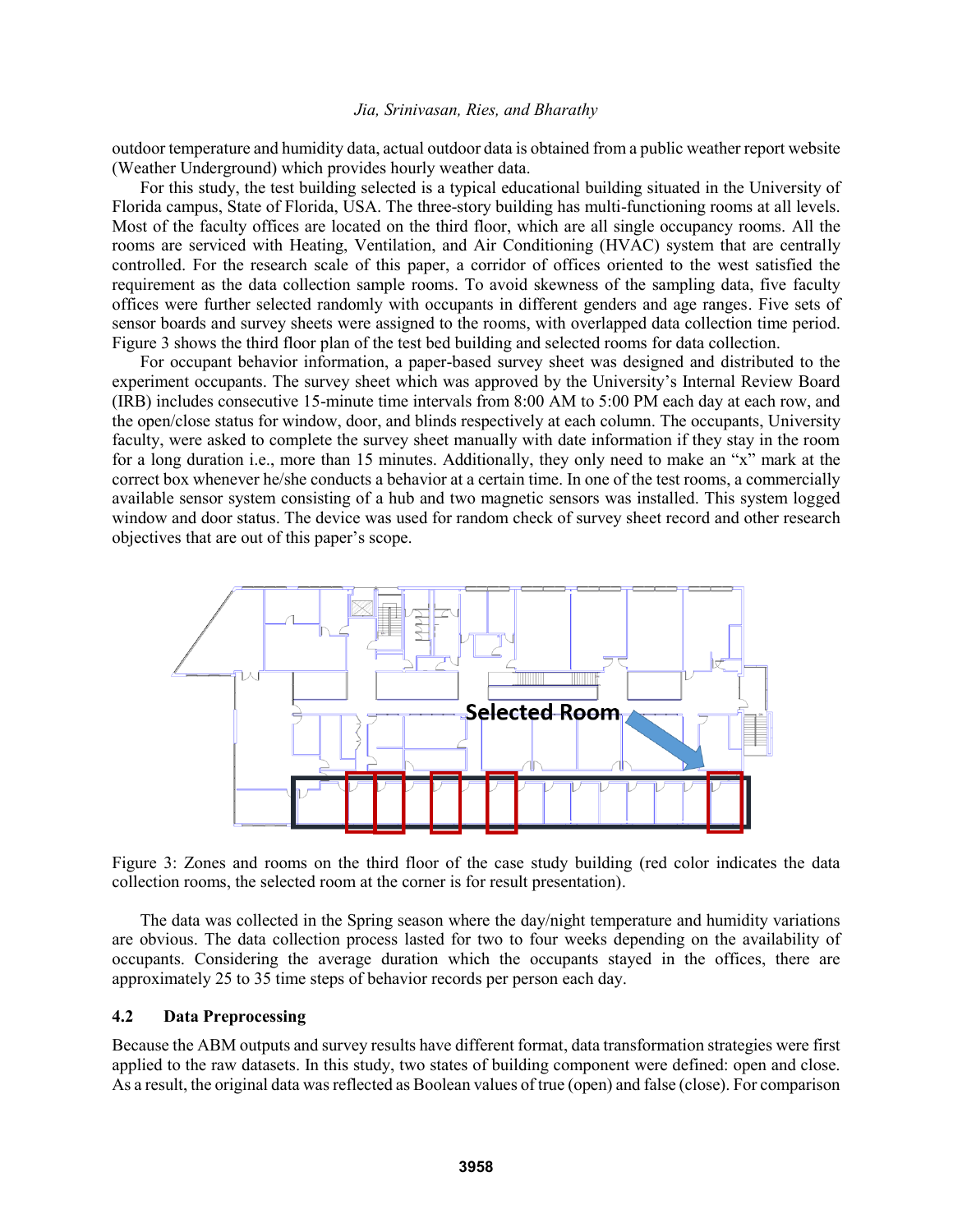outdoor temperature and humidity data, actual outdoor data is obtained from a public weather report website (Weather Underground) which provides hourly weather data.

For this study, the test building selected is a typical educational building situated in the University of Florida campus, State of Florida, USA. The three-story building has multi-functioning rooms at all levels. Most of the faculty offices are located on the third floor, which are all single occupancy rooms. All the rooms are serviced with Heating, Ventilation, and Air Conditioning (HVAC) system that are centrally controlled. For the research scale of this paper, a corridor of offices oriented to the west satisfied the requirement as the data collection sample rooms. To avoid skewness of the sampling data, five faculty offices were further selected randomly with occupants in different genders and age ranges. Five sets of sensor boards and survey sheets were assigned to the rooms, with overlapped data collection time period. Figure 3 shows the third floor plan of the test bed building and selected rooms for data collection.

For occupant behavior information, a paper-based survey sheet was designed and distributed to the experiment occupants. The survey sheet which was approved by the University's Internal Review Board (IRB) includes consecutive 15-minute time intervals from 8:00 AM to 5:00 PM each day at each row, and the open/close status for window, door, and blinds respectively at each column. The occupants, University faculty, were asked to complete the survey sheet manually with date information if they stay in the room for a long duration i.e., more than 15 minutes. Additionally, they only need to make an "x" mark at the correct box whenever he/she conducts a behavior at a certain time. In one of the test rooms, a commercially available sensor system consisting of a hub and two magnetic sensors was installed. This system logged window and door status. The device was used for random check of survey sheet record and other research objectives that are out of this paper's scope.

Figure 3: Zones and rooms on the third floor of the case study building (red color indicates the data collection rooms, the selected room at the corner is for result presentation).

The data was collected in the Spring season where the day/night temperature and humidity variations are obvious. The data collection process lasted for two to four weeks depending on the availability of occupants. Considering the average duration which the occupants stayed in the offices, there are approximately 25 to 35 time steps of behavior records per person each day.

### 4.2 Data Preprocessing

Because the ABM outputs and survey results have different format, data transformation strategies were first applied to the raw datasets. In this study, two states of building component were defined: open and close. As a result, the original data was reflected as Boolean values of true (open) and false (close). For comparison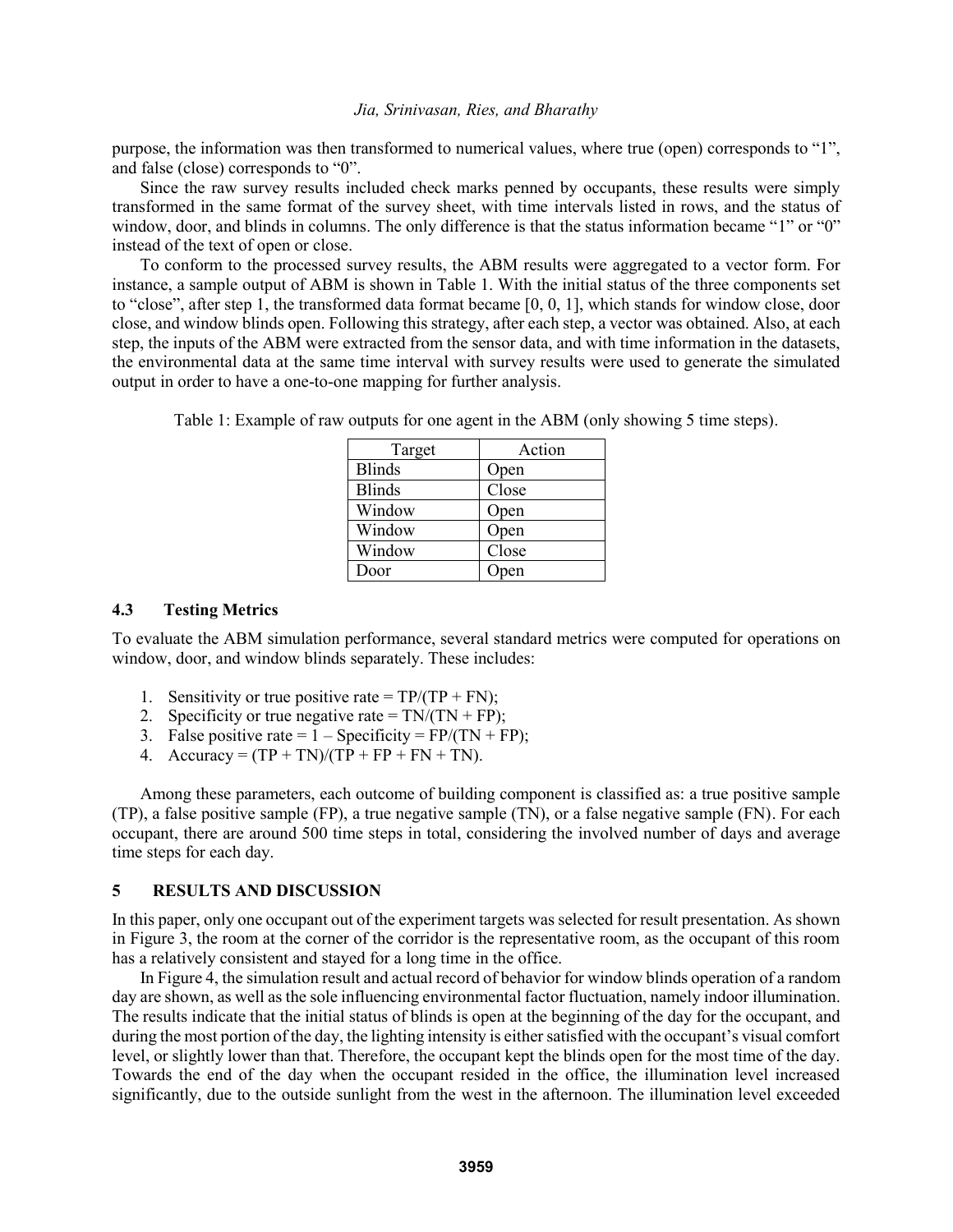purpose, the information was then transformed to numerical values, where true (open) corresponds to "1", and false (close) corresponds to "0".

Since the raw survey results included check marks penned by occupants, these results were simply transformed in the same format of the survey sheet, with time intervals listed in rows, and the status of window, door, and blinds in columns. The only difference is that the status information became "1" or "0" instead of the text of open or close.

To conform to the processed survey results, the ABM results were aggregated to a vector form. For instance, a sample output of ABM is shown in Table 1. With the initial status of the three components set to "close", after step 1, the transformed data format became [0, 0, 1], which stands for window close, door close, and window blinds open. Following this strategy, after each step, a vector was obtained. Also, at each step, the inputs of the ABM were extracted from the sensor data, and with time information in the datasets, the environmental data at the same time interval with survey results were used to generate the simulated output in order to have a one-to-one mapping for further analysis.

Table 1: Example of raw outputs for one agent in the ABM (only showing 5 time steps).

| Target | Action |
| --- | --- |
| Blinds | Open |
| Blinds | Close |
| Window | Open |
| Window | Open |
| Window | Close |
| Door | Open |

### 4.3 Testing Metrics

To evaluate the ABM simulation performance, several standard metrics were computed for operations on window, door, and window blinds separately. These includes:

1. Sensitivity or true positive rate = TP/(TP + FN);
2. Specificity or true negative rate = TN/(TN + FP);
3. False positive rate = 1 – Specificity = FP/(TN + FP);
4. Accuracy = (TP + TN)/(TP + FP + FN + TN).

Among these parameters, each outcome of building component is classified as: a true positive sample (TP), a false positive sample (FP), a true negative sample (TN), or a false negative sample (FN). For each occupant, there are around 500 time steps in total, considering the involved number of days and average time steps for each day.

## 5 RESULTS AND DISCUSSION

In this paper, only one occupant out of the experiment targets was selected for result presentation. As shown in Figure 3, the room at the corner of the corridor is the representative room, as the occupant of this room has a relatively consistent and stayed for a long time in the office.

In Figure 4, the simulation result and actual record of behavior for window blinds operation of a random day are shown, as well as the sole influencing environmental factor fluctuation, namely indoor illumination. The results indicate that the initial status of blinds is open at the beginning of the day for the occupant, and during the most portion of the day, the lighting intensity is either satisfied with the occupant's visual comfort level, or slightly lower than that. Therefore, the occupant kept the blinds open for the most time of the day. Towards the end of the day when the occupant resided in the office, the illumination level increased significantly, due to the outside sunlight from the west in the afternoon. The illumination level exceeded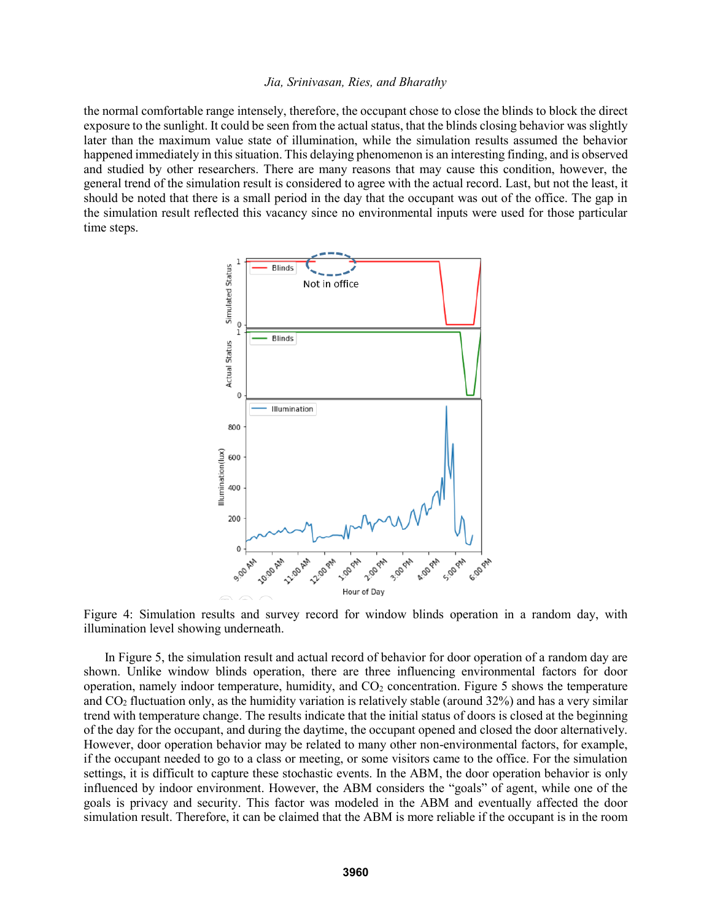the normal comfortable range intensely, therefore, the occupant chose to close the blinds to block the direct exposure to the sunlight. It could be seen from the actual status, that the blinds closing behavior was slightly later than the maximum value state of illumination, while the simulation results assumed the behavior happened immediately in this situation. This delaying phenomenon is an interesting finding, and is observed and studied by other researchers. There are many reasons that may cause this condition, however, the general trend of the simulation result is considered to agree with the actual record. Last, but not the least, it should be noted that there is a small period in the day that the occupant was out of the office. The gap in the simulation result reflected this vacancy since no environmental inputs were used for those particular time steps.

Figure 4: Simulation results and survey record for window blinds operation in a random day, with illumination level showing underneath.

In Figure 5, the simulation result and actual record of behavior for door operation of a random day are shown. Unlike window blinds operation, there are three influencing environmental factors for door operation, namely indoor temperature, humidity, and $CO_2$ concentration. Figure 5 shows the temperature and $CO_2$ fluctuation only, as the humidity variation is relatively stable (around 32%) and has a very similar trend with temperature change. The results indicate that the initial status of doors is closed at the beginning of the day for the occupant, and during the daytime, the occupant opened and closed the door alternatively. However, door operation behavior may be related to many other non-environmental factors, for example, if the occupant needed to go to a class or meeting, or some visitors came to the office. For the simulation settings, it is difficult to capture these stochastic events. In the ABM, the door operation behavior is only influenced by indoor environment. However, the ABM considers the "goals" of agent, while one of the goals is privacy and security. This factor was modeled in the ABM and eventually affected the door simulation result. Therefore, it can be claimed that the ABM is more reliable if the occupant is in the room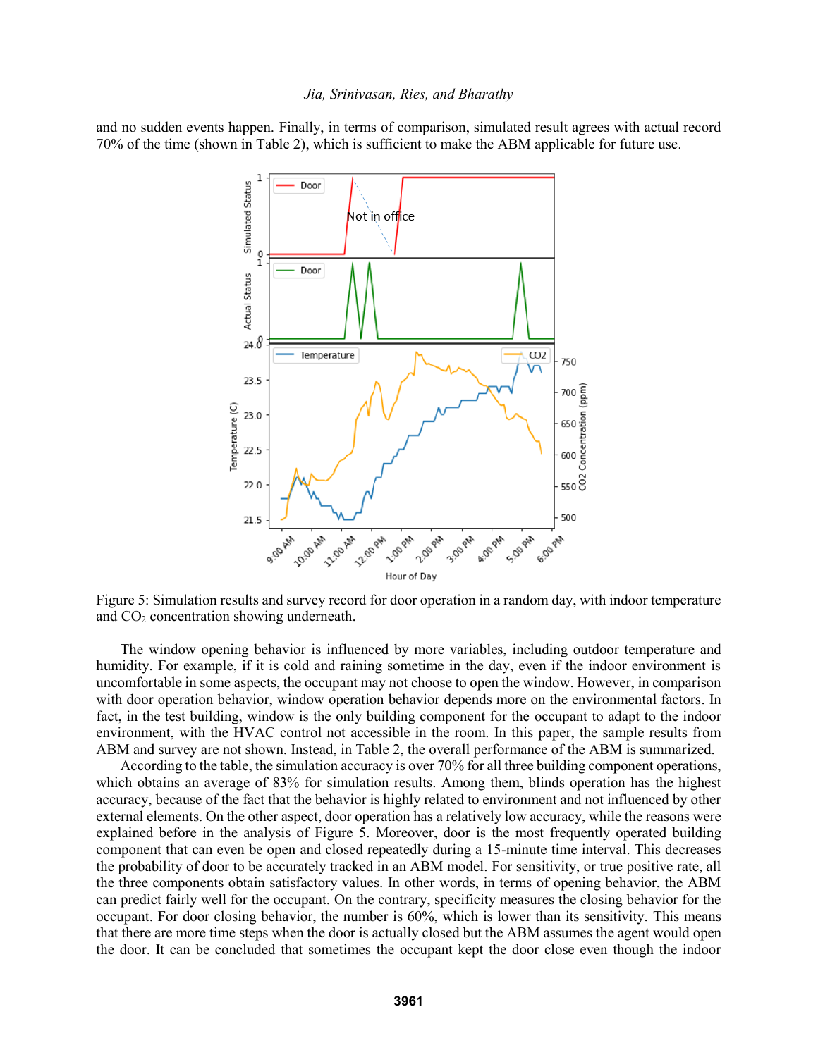and no sudden events happen. Finally, in terms of comparison, simulated result agrees with actual record 70% of the time (shown in Table 2), which is sufficient to make the ABM applicable for future use.

Figure 5: Simulation results and survey record for door operation in a random day, with indoor temperature and $CO_2$ concentration showing underneath.

The window opening behavior is influenced by more variables, including outdoor temperature and humidity. For example, if it is cold and raining sometime in the day, even if the indoor environment is uncomfortable in some aspects, the occupant may not choose to open the window. However, in comparison with door operation behavior, window operation behavior depends more on the environmental factors. In fact, in the test building, window is the only building component for the occupant to adapt to the indoor environment, with the HVAC control not accessible in the room. In this paper, the sample results from ABM and survey are not shown. Instead, in Table 2, the overall performance of the ABM is summarized.

According to the table, the simulation accuracy is over 70% for all three building component operations, which obtains an average of 83% for simulation results. Among them, blinds operation has the highest accuracy, because of the fact that the behavior is highly related to environment and not influenced by other external elements. On the other aspect, door operation has a relatively low accuracy, while the reasons were explained before in the analysis of Figure 5. Moreover, door is the most frequently operated building component that can even be open and closed repeatedly during a 15-minute time interval. This decreases the probability of door to be accurately tracked in an ABM model. For sensitivity, or true positive rate, all the three components obtain satisfactory values. In other words, in terms of opening behavior, the ABM can predict fairly well for the occupant. On the contrary, specificity measures the closing behavior for the occupant. For door closing behavior, the number is 60%, which is lower than its sensitivity. This means that there are more time steps when the door is actually closed but the ABM assumes the agent would open the door. It can be concluded that sometimes the occupant kept the door close even though the indoor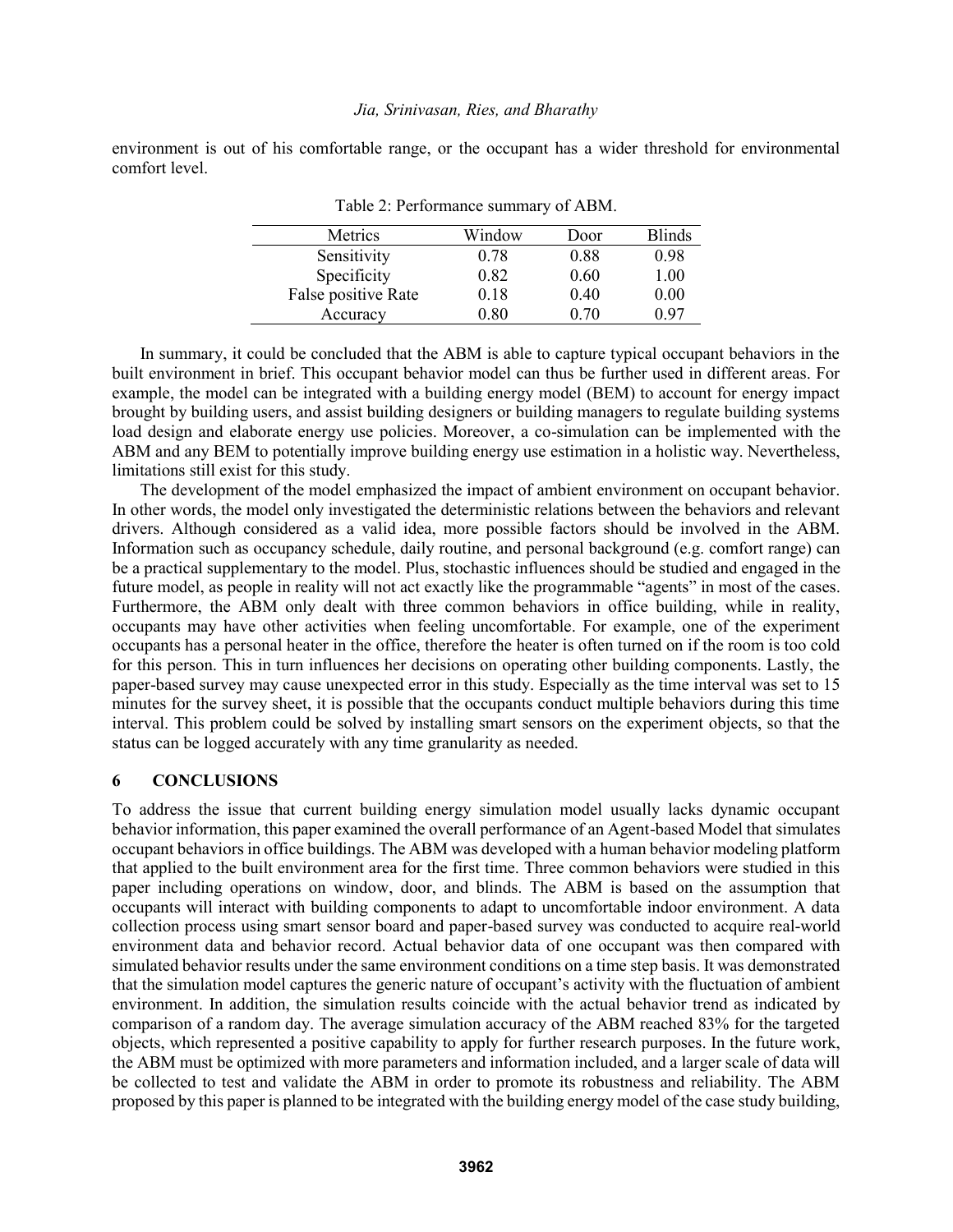environment is out of his comfortable range, or the occupant has a wider threshold for environmental comfort level.

Table 2: Performance summary of ABM.

| Metrics | Window | Door | Blinds |
|---|---|---|---|
| Sensitivity | 0.78 | 0.88 | 0.98 |
| Specificity | 0.82 | 0.60 | 1.00 |
| False positive Rate | 0.18 | 0.40 | 0.00 |
| Accuracy | 0.80 | 0.70 | 0.97 |

In summary, it could be concluded that the ABM is able to capture typical occupant behaviors in the built environment in brief. This occupant behavior model can thus be further used in different areas. For example, the model can be integrated with a building energy model (BEM) to account for energy impact brought by building users, and assist building designers or building managers to regulate building systems load design and elaborate energy use policies. Moreover, a co-simulation can be implemented with the ABM and any BEM to potentially improve building energy use estimation in a holistic way. Nevertheless, limitations still exist for this study.

The development of the model emphasized the impact of ambient environment on occupant behavior. In other words, the model only investigated the deterministic relations between the behaviors and relevant drivers. Although considered as a valid idea, more possible factors should be involved in the ABM. Information such as occupancy schedule, daily routine, and personal background (e.g. comfort range) can be a practical supplementary to the model. Plus, stochastic influences should be studied and engaged in the future model, as people in reality will not act exactly like the programmable "agents" in most of the cases. Furthermore, the ABM only dealt with three common behaviors in office building, while in reality, occupants may have other activities when feeling uncomfortable. For example, one of the experiment occupants has a personal heater in the office, therefore the heater is often turned on if the room is too cold for this person. This in turn influences her decisions on operating other building components. Lastly, the paper-based survey may cause unexpected error in this study. Especially as the time interval was set to 15 minutes for the survey sheet, it is possible that the occupants conduct multiple behaviors during this time interval. This problem could be solved by installing smart sensors on the experiment objects, so that the status can be logged accurately with any time granularity as needed.

## 6 CONCLUSIONS

To address the issue that current building energy simulation model usually lacks dynamic occupant behavior information, this paper examined the overall performance of an Agent-based Model that simulates occupant behaviors in office buildings. The ABM was developed with a human behavior modeling platform that applied to the built environment area for the first time. Three common behaviors were studied in this paper including operations on window, door, and blinds. The ABM is based on the assumption that occupants will interact with building components to adapt to uncomfortable indoor environment. A data collection process using smart sensor board and paper-based survey was conducted to acquire real-world environment data and behavior record. Actual behavior data of one occupant was then compared with simulated behavior results under the same environment conditions on a time step basis. It was demonstrated that the simulation model captures the generic nature of occupant's activity with the fluctuation of ambient environment. In addition, the simulation results coincide with the actual behavior trend as indicated by comparison of a random day. The average simulation accuracy of the ABM reached 83% for the targeted objects, which represented a positive capability to apply for further research purposes. In the future work, the ABM must be optimized with more parameters and information included, and a larger scale of data will be collected to test and validate the ABM in order to promote its robustness and reliability. The ABM proposed by this paper is planned to be integrated with the building energy model of the case study building,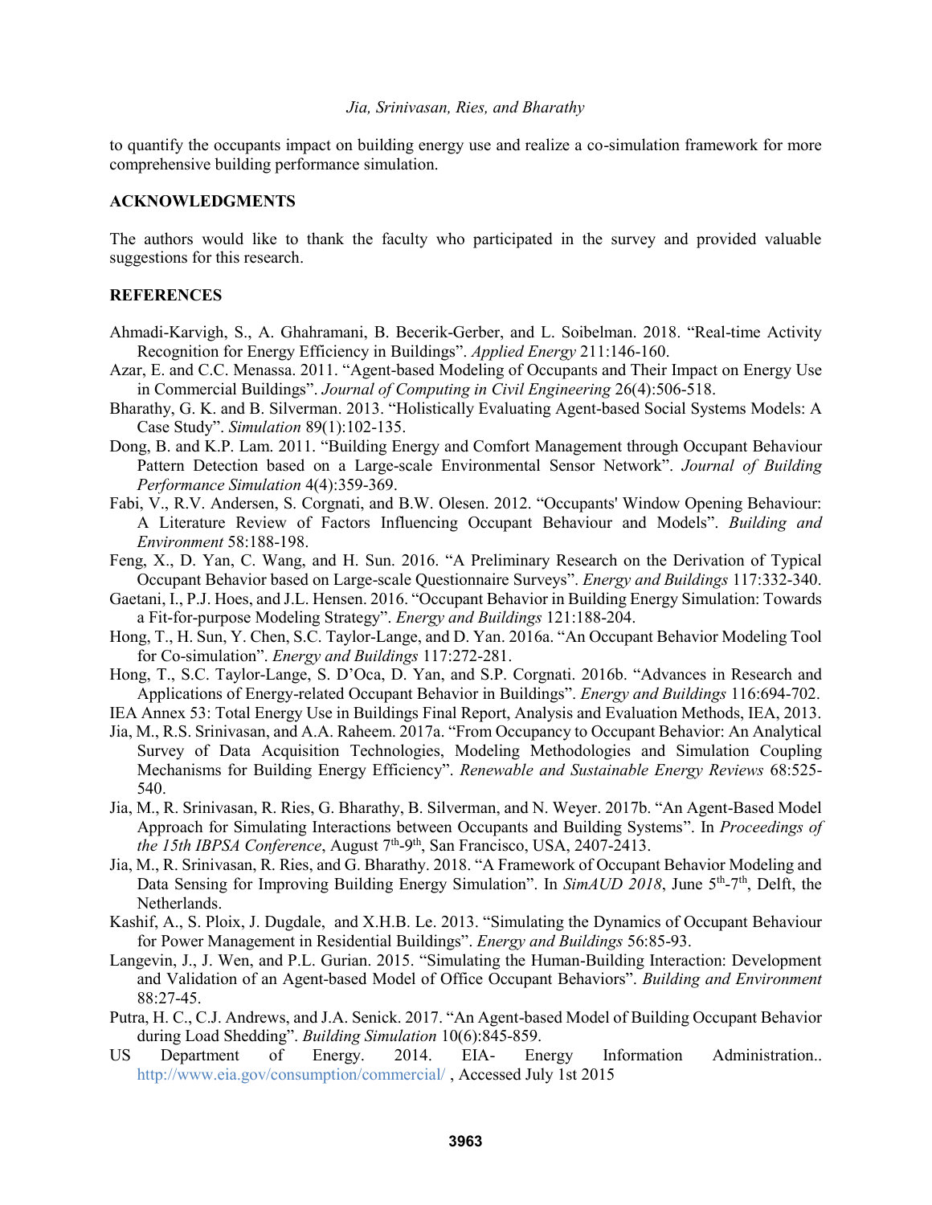to quantify the occupants impact on building energy use and realize a co-simulation framework for more comprehensive building performance simulation.

## ACKNOWLEDGMENTS

The authors would like to thank the faculty who participated in the survey and provided valuable suggestions for this research.

## REFERENCES

Ahmadi-Karvigh, S., A. Ghahramani, B. Becerik-Gerber, and L. Soibelman. 2018. "Real-time Activity Recognition for Energy Efficiency in Buildings". *Applied Energy* 211:146-160.

Azar, E. and C.C. Menassa. 2011. "Agent-based Modeling of Occupants and Their Impact on Energy Use in Commercial Buildings". *Journal of Computing in Civil Engineering* 26(4):506-518.

Bharathy, G. K. and B. Silverman. 2013. "Holistically Evaluating Agent-based Social Systems Models: A Case Study". *Simulation* 89(1):102-135.

Dong, B. and K.P. Lam. 2011. "Building Energy and Comfort Management through Occupant Behaviour Pattern Detection based on a Large-scale Environmental Sensor Network". *Journal of Building Performance Simulation* 4(4):359-369.

Fabi, V., R.V. Andersen, S. Corgnati, and B.W. Olesen. 2012. "Occupants' Window Opening Behaviour: A Literature Review of Factors Influencing Occupant Behaviour and Models". *Building and Environment* 58:188-198.

Feng, X., D. Yan, C. Wang, and H. Sun. 2016. "A Preliminary Research on the Derivation of Typical Occupant Behavior based on Large-scale Questionnaire Surveys". *Energy and Buildings* 117:332-340.

Gaetani, I., P.J. Hoes, and J.L. Hensen. 2016. "Occupant Behavior in Building Energy Simulation: Towards a Fit-for-purpose Modeling Strategy". *Energy and Buildings* 121:188-204.

Hong, T., H. Sun, Y. Chen, S.C. Taylor-Lange, and D. Yan. 2016a. "An Occupant Behavior Modeling Tool for Co-simulation". *Energy and Buildings* 117:272-281.

Hong, T., S.C. Taylor-Lange, S. D'Oca, D. Yan, and S.P. Corgnati. 2016b. "Advances in Research and Applications of Energy-related Occupant Behavior in Buildings". *Energy and Buildings* 116:694-702.

IEA Annex 53: Total Energy Use in Buildings Final Report, Analysis and Evaluation Methods, IEA, 2013.

Jia, M., R.S. Srinivasan, and A.A. Raheem. 2017a. "From Occupancy to Occupant Behavior: An Analytical Survey of Data Acquisition Technologies, Modeling Methodologies and Simulation Coupling Mechanisms for Building Energy Efficiency". *Renewable and Sustainable Energy Reviews* 68:525-540.

Jia, M., R. Srinivasan, R. Ries, G. Bharathy, B. Silverman, and N. Weyer. 2017b. "An Agent-Based Model Approach for Simulating Interactions between Occupants and Building Systems". In *Proceedings of the 15th IBPSA Conference*, August 7th-9th, San Francisco, USA, 2407-2413.

Jia, M., R. Srinivasan, R. Ries, and G. Bharathy. 2018. "A Framework of Occupant Behavior Modeling and Data Sensing for Improving Building Energy Simulation". In *SimAUD 2018*, June 5th-7th, Delft, the Netherlands.

Kashif, A., S. Ploix, J. Dugdale, and X.H.B. Le. 2013. "Simulating the Dynamics of Occupant Behaviour for Power Management in Residential Buildings". *Energy and Buildings* 56:85-93.

Langevin, J., J. Wen, and P.L. Gurian. 2015. "Simulating the Human-Building Interaction: Development and Validation of an Agent-based Model of Office Occupant Behaviors". *Building and Environment* 88:27-45.

Putra, H. C., C.J. Andrews, and J.A. Senick. 2017. "An Agent-based Model of Building Occupant Behavior during Load Shedding". *Building Simulation* 10(6):845-859.

US Department of Energy. 2014. EIA- Energy Information Administration.. http://www.eia.gov/consumption/commercial/ , Accessed July 1st 2015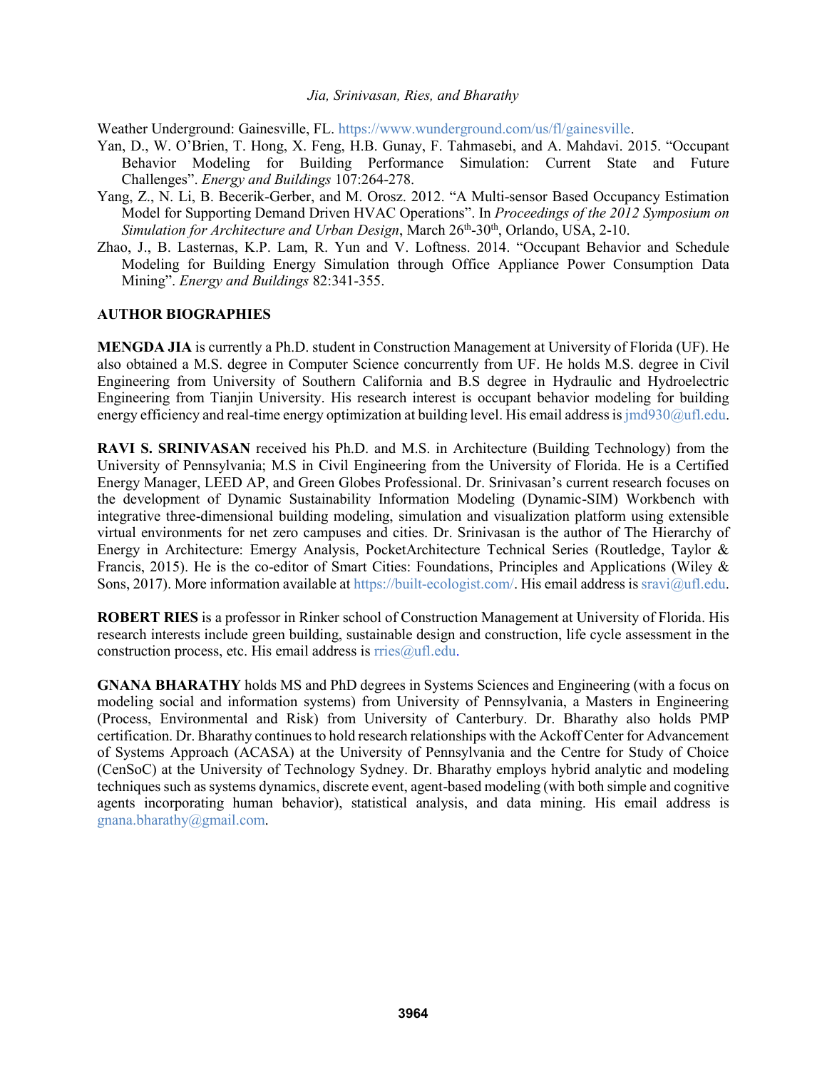Weather Underground: Gainesville, FL. https://www.wunderground.com/us/fl/gainesville.

Yan, D., W. O'Brien, T. Hong, X. Feng, H.B. Gunay, F. Tahmasebi, and A. Mahdavi. 2015. "Occupant Behavior Modeling for Building Performance Simulation: Current State and Future Challenges". *Energy and Buildings* 107:264-278.

Yang, Z., N. Li, B. Becerik-Gerber, and M. Orosz. 2012. "A Multi-sensor Based Occupancy Estimation Model for Supporting Demand Driven HVAC Operations". In *Proceedings of the 2012 Symposium on Simulation for Architecture and Urban Design*, March 26th-30th, Orlando, USA, 2-10.

Zhao, J., B. Lasternas, K.P. Lam, R. Yun and V. Loftness. 2014. "Occupant Behavior and Schedule Modeling for Building Energy Simulation through Office Appliance Power Consumption Data Mining". *Energy and Buildings* 82:341-355.

## AUTHOR BIOGRAPHIES

**MENGDA JIA** is currently a Ph.D. student in Construction Management at University of Florida (UF). He also obtained a M.S. degree in Computer Science concurrently from UF. He holds M.S. degree in Civil Engineering from University of Southern California and B.S degree in Hydraulic and Hydroelectric Engineering from Tianjin University. His research interest is occupant behavior modeling for building energy efficiency and real-time energy optimization at building level. His email address is jmd930@ufl.edu.

**RAVI S. SRINIVASAN** received his Ph.D. and M.S. in Architecture (Building Technology) from the University of Pennsylvania; M.S in Civil Engineering from the University of Florida. He is a Certified Energy Manager, LEED AP, and Green Globes Professional. Dr. Srinivasan's current research focuses on the development of Dynamic Sustainability Information Modeling (Dynamic-SIM) Workbench with integrative three-dimensional building modeling, simulation and visualization platform using extensible virtual environments for net zero campuses and cities. Dr. Srinivasan is the author of The Hierarchy of Energy in Architecture: Emergy Analysis, PocketArchitecture Technical Series (Routledge, Taylor & Francis, 2015). He is the co-editor of Smart Cities: Foundations, Principles and Applications (Wiley & Sons, 2017). More information available at https://built-ecologist.com/. His email address is sravi@ufl.edu.

**ROBERT RIES** is a professor in Rinker school of Construction Management at University of Florida. His research interests include green building, sustainable design and construction, life cycle assessment in the construction process, etc. His email address is rries@ufl.edu.

**GNANA BHARATHY** holds MS and PhD degrees in Systems Sciences and Engineering (with a focus on modeling social and information systems) from University of Pennsylvania, a Masters in Engineering (Process, Environmental and Risk) from University of Canterbury. Dr. Bharathy also holds PMP certification. Dr. Bharathy continues to hold research relationships with the Ackoff Center for Advancement of Systems Approach (ACASA) at the University of Pennsylvania and the Centre for Study of Choice (CenSoC) at the University of Technology Sydney. Dr. Bharathy employs hybrid analytic and modeling techniques such as systems dynamics, discrete event, agent-based modeling (with both simple and cognitive agents incorporating human behavior), statistical analysis, and data mining. His email address is gnana.bharathy@gmail.com.